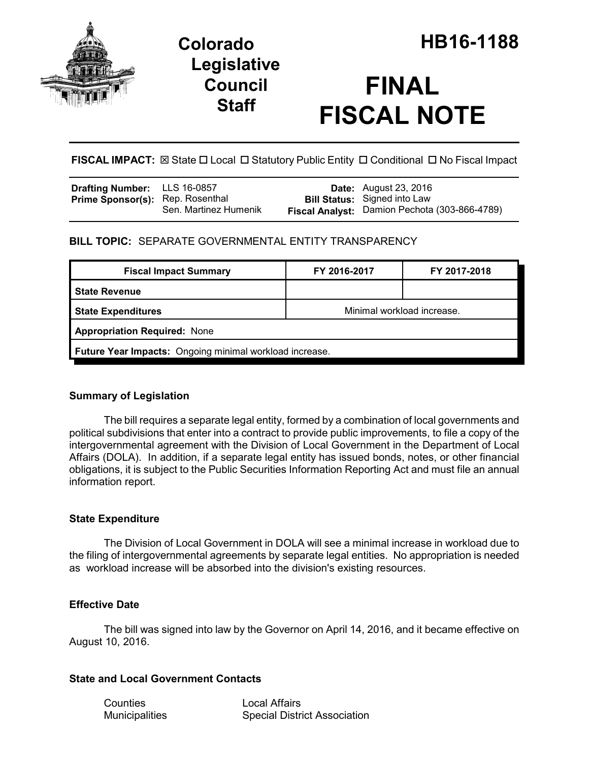# Colorado Legislative Council Staff

# HB16-1188

# FINAL FISCAL NOTE

**FISCAL IMPACT:** ☒ State ☐ Local ☐ Statutory Public Entity ☐ Conditional ☐ No Fiscal Impact

| | | | |
|---|---|---|---|
| **Drafting Number:** | LLS 16-0857 | **Date:** | August 23, 2016 |
| **Prime Sponsor(s):** | Rep. Rosenthal<br>Sen. Martinez Humenik | **Bill Status:** | Signed into Law |
| | | **Fiscal Analyst:** | Damion Pechota (303-866-4789) |

**BILL TOPIC:** SEPARATE GOVERNMENTAL ENTITY TRANSPARENCY

| Fiscal Impact Summary | FY 2016-2017 | FY 2017-2018 |
|---|---|---|
| **State Revenue** | | |
| **State Expenditures** | Minimal workload increase. | |
| **Appropriation Required:** None | | |
| **Future Year Impacts:** Ongoing minimal workload increase. | | |

## Summary of Legislation

The bill requires a separate legal entity, formed by a combination of local governments and political subdivisions that enter into a contract to provide public improvements, to file a copy of the intergovernmental agreement with the Division of Local Government in the Department of Local Affairs (DOLA). In addition, if a separate legal entity has issued bonds, notes, or other financial obligations, it is subject to the Public Securities Information Reporting Act and must file an annual information report.

## State Expenditure

The Division of Local Government in DOLA will see a minimal increase in workload due to the filing of intergovernmental agreements by separate legal entities. No appropriation is needed as workload increase will be absorbed into the division's existing resources.

## Effective Date

The bill was signed into law by the Governor on April 14, 2016, and it became effective on August 10, 2016.

## State and Local Government Contacts

| | |
|---|---|
| Counties | Local Affairs |
| Municipalities | Special District Association |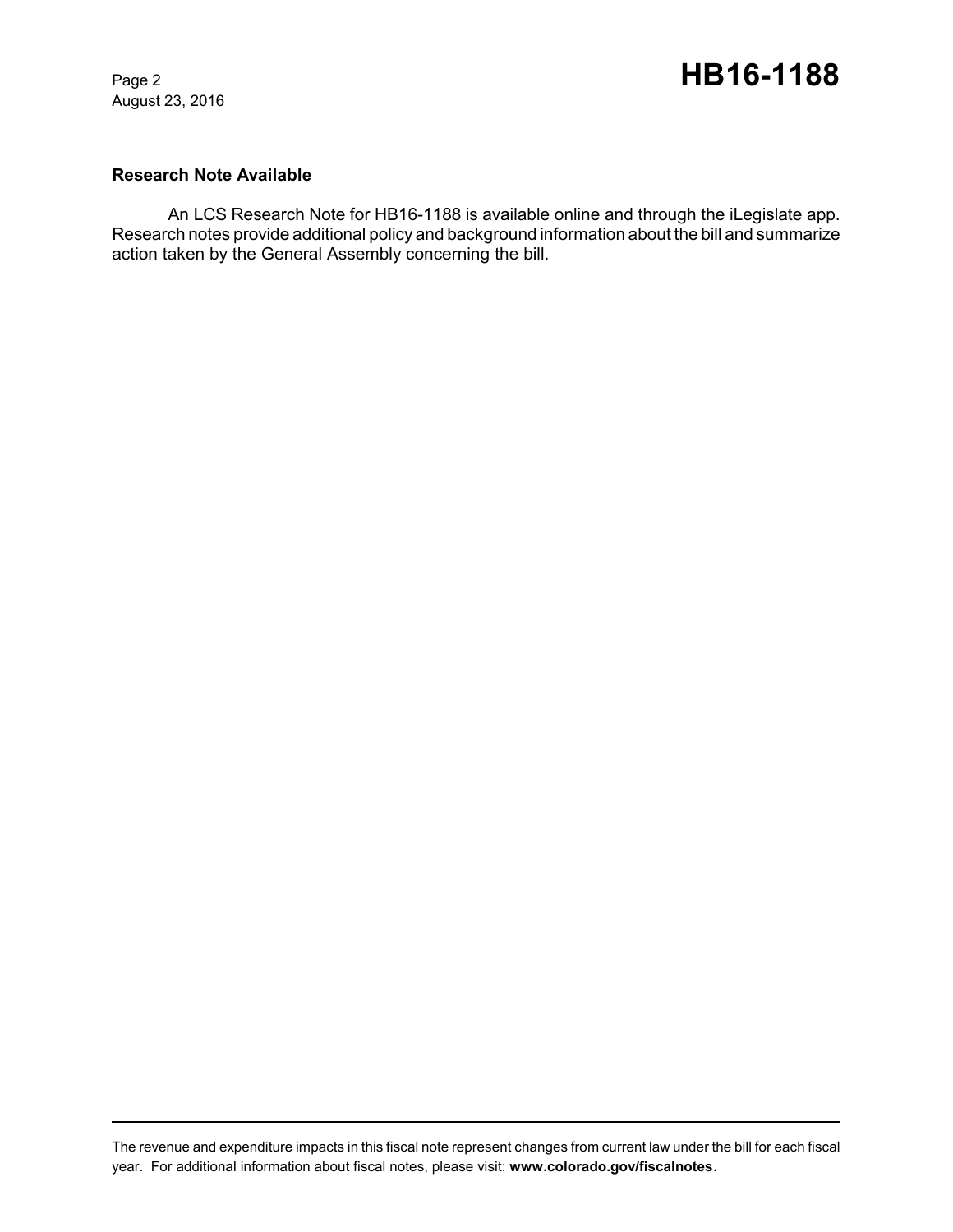**Research Note Available**

An LCS Research Note for HB16-1188 is available online and through the iLegislate app. Research notes provide additional policy and background information about the bill and summarize action taken by the General Assembly concerning the bill.

The revenue and expenditure impacts in this fiscal note represent changes from current law under the bill for each fiscal year. For additional information about fiscal notes, please visit: **www.colorado.gov/fiscalnotes.**